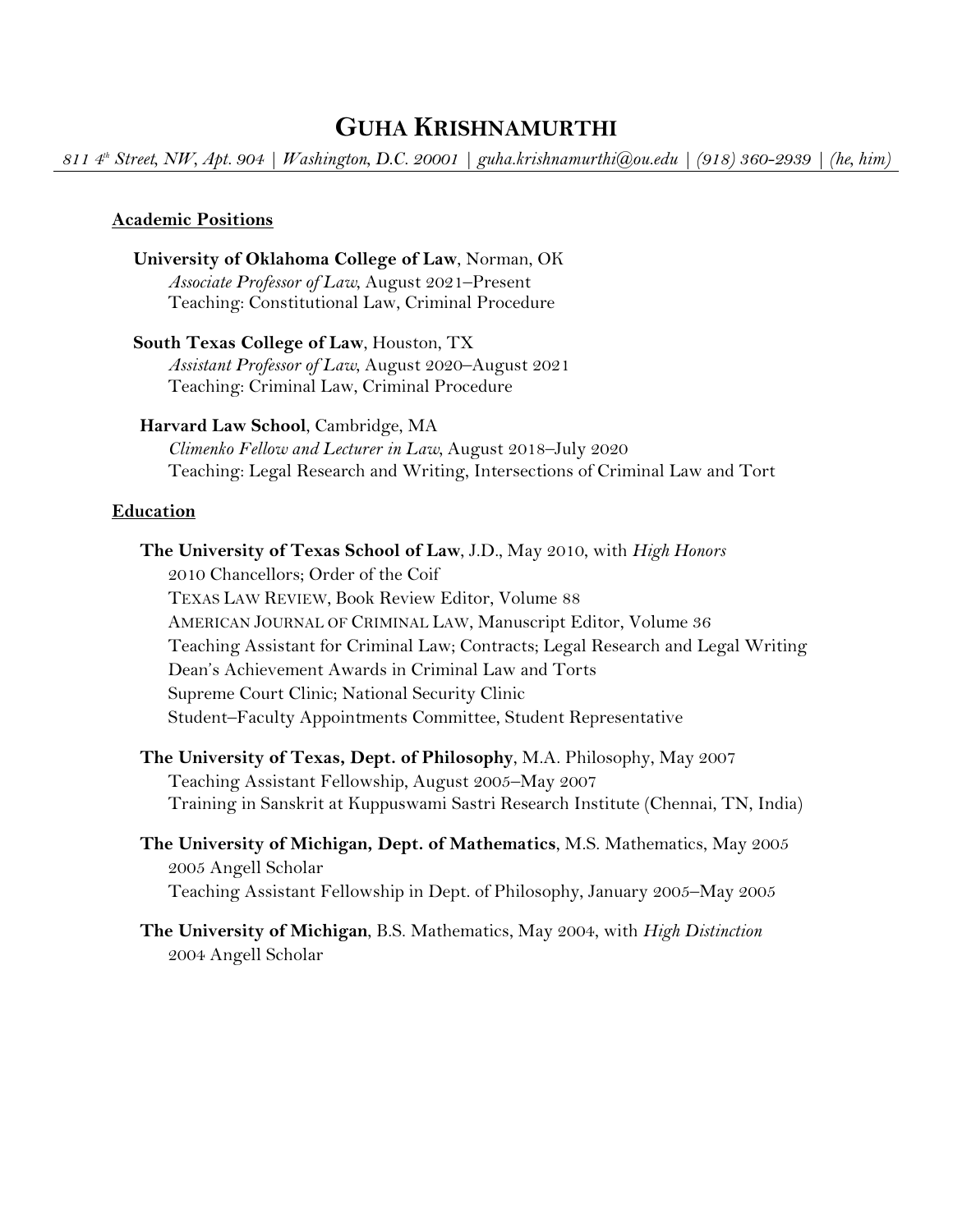# GUHA KRISHNAMURTHI

*811 4th Street, NW, Apt. 904 | Washington, D.C. 20001 | guha.krishnamurthi@ou.edu | (918) 360-2939 | (he, him)*

## Academic Positions

**University of Oklahoma College of Law**, Norman, OK
*Associate Professor of Law*, August 2021–Present
Teaching: Constitutional Law, Criminal Procedure

**South Texas College of Law**, Houston, TX
*Assistant Professor of Law*, August 2020–August 2021
Teaching: Criminal Law, Criminal Procedure

**Harvard Law School**, Cambridge, MA
*Climenko Fellow and Lecturer in Law*, August 2018–July 2020
Teaching: Legal Research and Writing, Intersections of Criminal Law and Tort

## Education

**The University of Texas School of Law**, J.D., May 2010, with *High Honors*
2010 Chancellors; Order of the Coif
TEXAS LAW REVIEW, Book Review Editor, Volume 88
AMERICAN JOURNAL OF CRIMINAL LAW, Manuscript Editor, Volume 36
Teaching Assistant for Criminal Law; Contracts; Legal Research and Legal Writing
Dean's Achievement Awards in Criminal Law and Torts
Supreme Court Clinic; National Security Clinic
Student–Faculty Appointments Committee, Student Representative

**The University of Texas, Dept. of Philosophy**, M.A. Philosophy, May 2007
Teaching Assistant Fellowship, August 2005–May 2007
Training in Sanskrit at Kuppuswami Sastri Research Institute (Chennai, TN, India)

**The University of Michigan, Dept. of Mathematics**, M.S. Mathematics, May 2005
2005 Angell Scholar
Teaching Assistant Fellowship in Dept. of Philosophy, January 2005–May 2005

**The University of Michigan**, B.S. Mathematics, May 2004, with *High Distinction*
2004 Angell Scholar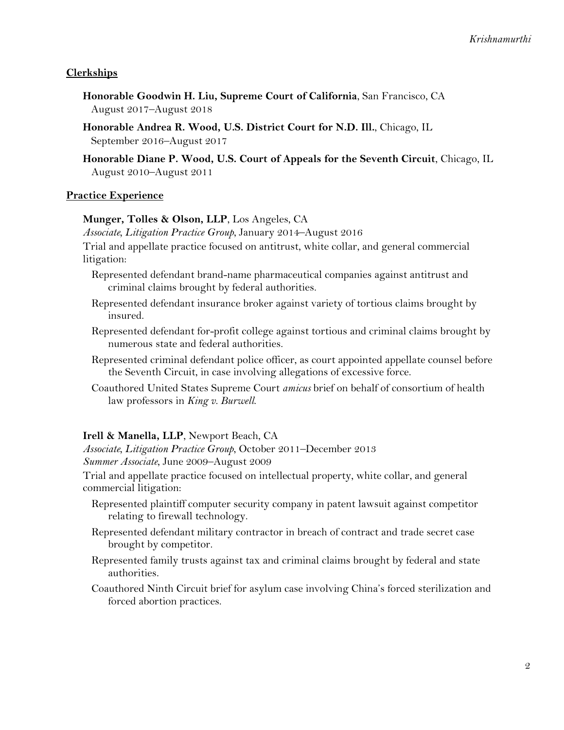## Clerkships

**Honorable Goodwin H. Liu, Supreme Court of California**, San Francisco, CA
August 2017–August 2018

**Honorable Andrea R. Wood, U.S. District Court for N.D. Ill.**, Chicago, IL
September 2016–August 2017

**Honorable Diane P. Wood, U.S. Court of Appeals for the Seventh Circuit**, Chicago, IL
August 2010–August 2011

## Practice Experience

**Munger, Tolles & Olson, LLP**, Los Angeles, CA
*Associate, Litigation Practice Group*, January 2014–August 2016
Trial and appellate practice focused on antitrust, white collar, and general commercial litigation:

- Represented defendant brand-name pharmaceutical companies against antitrust and criminal claims brought by federal authorities.
- Represented defendant insurance broker against variety of tortious claims brought by insured.
- Represented defendant for-profit college against tortious and criminal claims brought by numerous state and federal authorities.
- Represented criminal defendant police officer, as court appointed appellate counsel before the Seventh Circuit, in case involving allegations of excessive force.
- Coauthored United States Supreme Court *amicus* brief on behalf of consortium of health law professors in *King v. Burwell*.

**Irell & Manella, LLP**, Newport Beach, CA
*Associate, Litigation Practice Group*, October 2011–December 2013
*Summer Associate*, June 2009–August 2009
Trial and appellate practice focused on intellectual property, white collar, and general commercial litigation:

- Represented plaintiff computer security company in patent lawsuit against competitor relating to firewall technology.
- Represented defendant military contractor in breach of contract and trade secret case brought by competitor.
- Represented family trusts against tax and criminal claims brought by federal and state authorities.
- Coauthored Ninth Circuit brief for asylum case involving China's forced sterilization and forced abortion practices.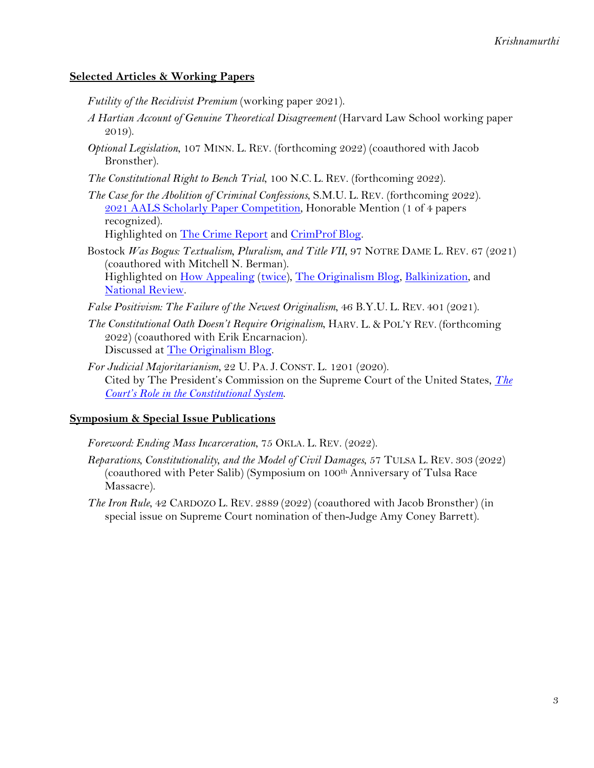## **Selected Articles & Working Papers**

*Futility of the Recidivist Premium* (working paper 2021).

*A Hartian Account of Genuine Theoretical Disagreement* (Harvard Law School working paper 2019).

*Optional Legislation*, 107 MINN. L. REV. (forthcoming 2022) (coauthored with Jacob Bronsther).

*The Constitutional Right to Bench Trial*, 100 N.C. L. REV. (forthcoming 2022).

*The Case for the Abolition of Criminal Confessions*, S.M.U. L. REV. (forthcoming 2022).
2021 AALS Scholarly Paper Competition, Honorable Mention (1 of 4 papers recognized).
Highlighted on The Crime Report and CrimProf Blog.

Bostock *Was Bogus: Textualism, Pluralism, and Title VII*, 97 NOTRE DAME L. REV. 67 (2021) (coauthored with Mitchell N. Berman).
Highlighted on How Appealing (twice), The Originalism Blog, Balkinization, and National Review.

*False Positivism: The Failure of the Newest Originalism*, 46 B.Y.U. L. REV. 401 (2021).

*The Constitutional Oath Doesn't Require Originalism*, HARV. L. & POL'Y REV. (forthcoming 2022) (coauthored with Erik Encarnacion).
Discussed at The Originalism Blog.

*For Judicial Majoritarianism*, 22 U. PA. J. CONST. L. 1201 (2020).
Cited by The President's Commission on the Supreme Court of the United States, *The Court's Role in the Constitutional System*.

## **Symposium & Special Issue Publications**

*Foreword: Ending Mass Incarceration*, 75 OKLA. L. REV. (2022).

*Reparations, Constitutionality, and the Model of Civil Damages*, 57 TULSA L. REV. 303 (2022) (coauthored with Peter Salib) (Symposium on 100th Anniversary of Tulsa Race Massacre).

*The Iron Rule*, 42 CARDOZO L. REV. 2889 (2022) (coauthored with Jacob Bronsther) (in special issue on Supreme Court nomination of then-Judge Amy Coney Barrett).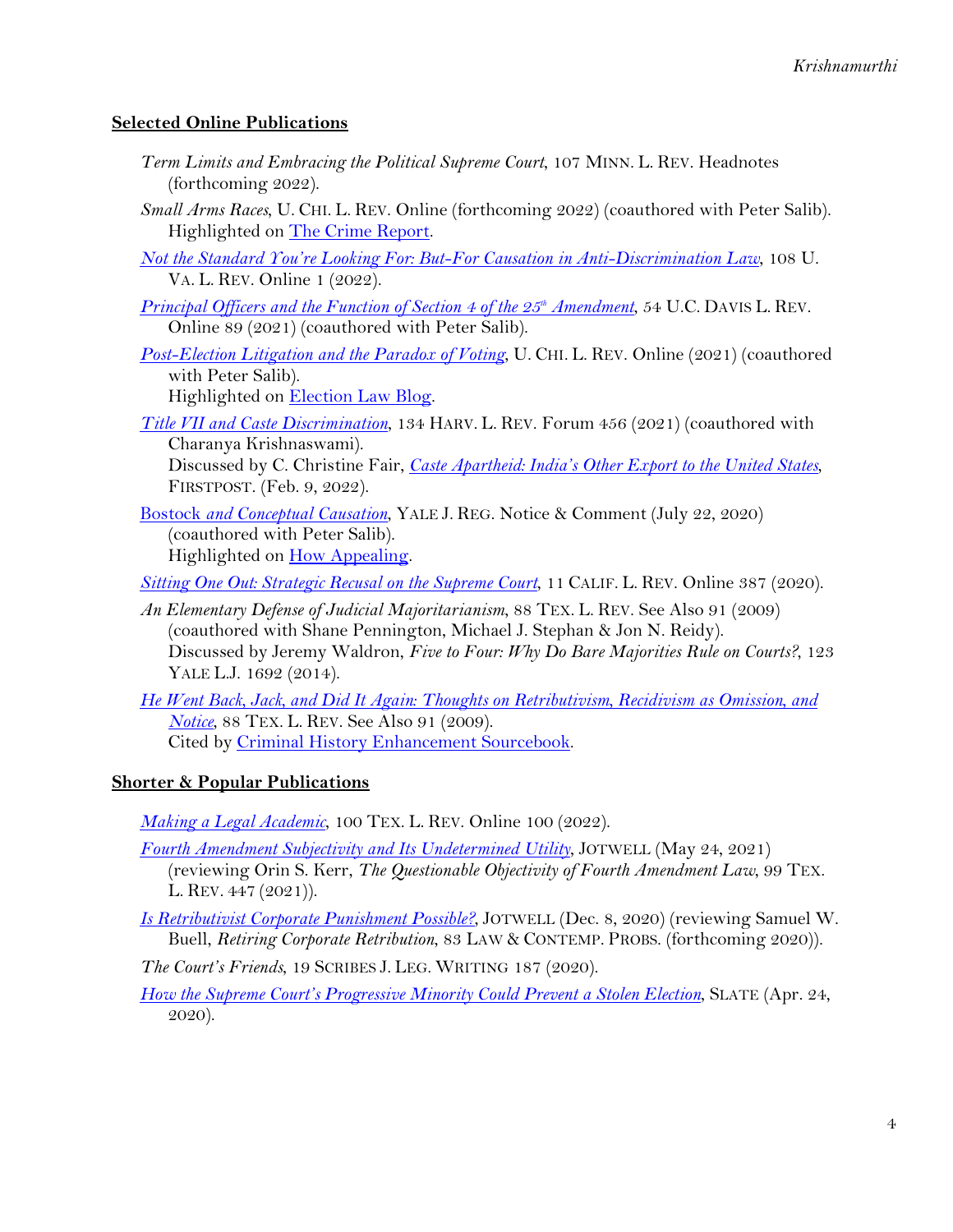## Selected Online Publications

*Term Limits and Embracing the Political Supreme Court*, 107 MINN. L. REV. Headnotes (forthcoming 2022).

*Small Arms Races*, U. CHI. L. REV. Online (forthcoming 2022) (coauthored with Peter Salib).
Highlighted on The Crime Report.

*Not the Standard You're Looking For: But-For Causation in Anti-Discrimination Law*, 108 U. VA. L. REV. Online 1 (2022).

*Principal Officers and the Function of Section 4 of the 25th Amendment*, 54 U.C. DAVIS L. REV. Online 89 (2021) (coauthored with Peter Salib).

*Post-Election Litigation and the Paradox of Voting*, U. CHI. L. REV. Online (2021) (coauthored with Peter Salib).
Highlighted on Election Law Blog.

*Title VII and Caste Discrimination*, 134 HARV. L. REV. Forum 456 (2021) (coauthored with Charanya Krishnaswami).
Discussed by C. Christine Fair, *Caste Apartheid: India's Other Export to the United States*, FIRSTPOST. (Feb. 9, 2022).

Bostock *and Conceptual Causation*, YALE J. REG. Notice & Comment (July 22, 2020) (coauthored with Peter Salib).
Highlighted on How Appealing.

*Sitting One Out: Strategic Recusal on the Supreme Court*, 11 CALIF. L. REV. Online 387 (2020).

*An Elementary Defense of Judicial Majoritarianism*, 88 TEX. L. REV. See Also 91 (2009) (coauthored with Shane Pennington, Michael J. Stephan & Jon N. Reidy).
Discussed by Jeremy Waldron, *Five to Four: Why Do Bare Majorities Rule on Courts?*, 123 YALE L.J. 1692 (2014).

*He Went Back, Jack, and Did It Again: Thoughts on Retributivism, Recidivism as Omission, and Notice*, 88 TEX. L. REV. See Also 91 (2009).
Cited by Criminal History Enhancement Sourcebook.

## Shorter & Popular Publications

*Making a Legal Academic*, 100 TEX. L. REV. Online 100 (2022).

*Fourth Amendment Subjectivity and Its Undetermined Utility*, JOTWELL (May 24, 2021) (reviewing Orin S. Kerr, *The Questionable Objectivity of Fourth Amendment Law*, 99 TEX. L. REV. 447 (2021)).

*Is Retributivist Corporate Punishment Possible?*, JOTWELL (Dec. 8, 2020) (reviewing Samuel W. Buell, *Retiring Corporate Retribution*, 83 LAW & CONTEMP. PROBS. (forthcoming 2020)).

*The Court's Friends*, 19 SCRIBES J. LEG. WRITING 187 (2020).

*How the Supreme Court's Progressive Minority Could Prevent a Stolen Election*, SLATE (Apr. 24, 2020).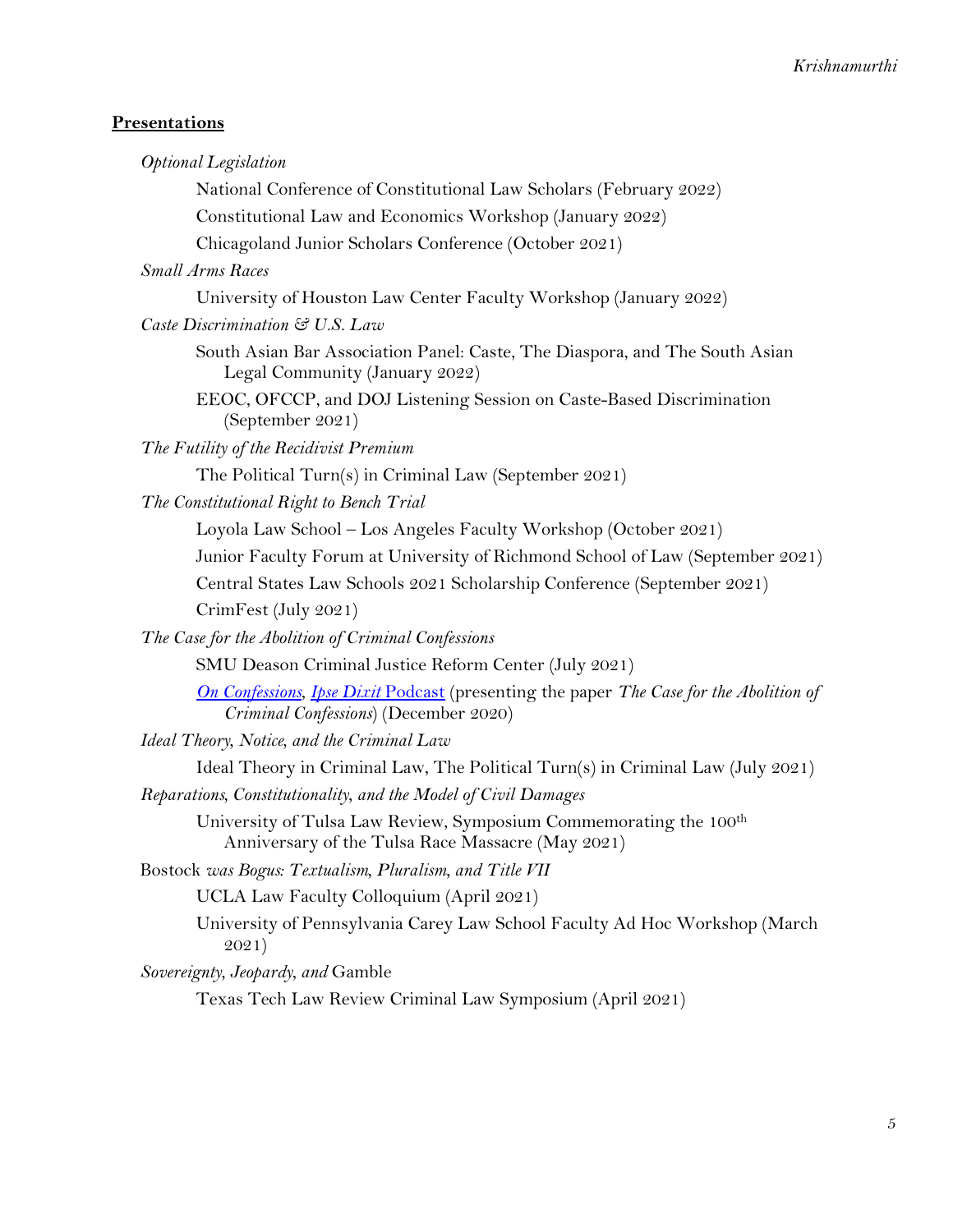## **Presentations**

*Optional Legislation*

National Conference of Constitutional Law Scholars (February 2022)

Constitutional Law and Economics Workshop (January 2022)

Chicagoland Junior Scholars Conference (October 2021)

*Small Arms Races*

University of Houston Law Center Faculty Workshop (January 2022)

*Caste Discrimination & U.S. Law*

South Asian Bar Association Panel: Caste, The Diaspora, and The South Asian Legal Community (January 2022)

EEOC, OFCCP, and DOJ Listening Session on Caste-Based Discrimination (September 2021)

*The Futility of the Recidivist Premium*

The Political Turn(s) in Criminal Law (September 2021)

*The Constitutional Right to Bench Trial*

Loyola Law School – Los Angeles Faculty Workshop (October 2021)

Junior Faculty Forum at University of Richmond School of Law (September 2021)

Central States Law Schools 2021 Scholarship Conference (September 2021)

CrimFest (July 2021)

*The Case for the Abolition of Criminal Confessions*

SMU Deason Criminal Justice Reform Center (July 2021)

*On Confessions*, *Ipse Dixit* Podcast (presenting the paper *The Case for the Abolition of Criminal Confessions*) (December 2020)

*Ideal Theory, Notice, and the Criminal Law*

Ideal Theory in Criminal Law, The Political Turn(s) in Criminal Law (July 2021)

*Reparations, Constitutionality, and the Model of Civil Damages*

University of Tulsa Law Review, Symposium Commemorating the 100th Anniversary of the Tulsa Race Massacre (May 2021)

Bostock *was Bogus: Textualism, Pluralism, and Title VII*

UCLA Law Faculty Colloquium (April 2021)

University of Pennsylvania Carey Law School Faculty Ad Hoc Workshop (March 2021)

*Sovereignty, Jeopardy, and* Gamble

Texas Tech Law Review Criminal Law Symposium (April 2021)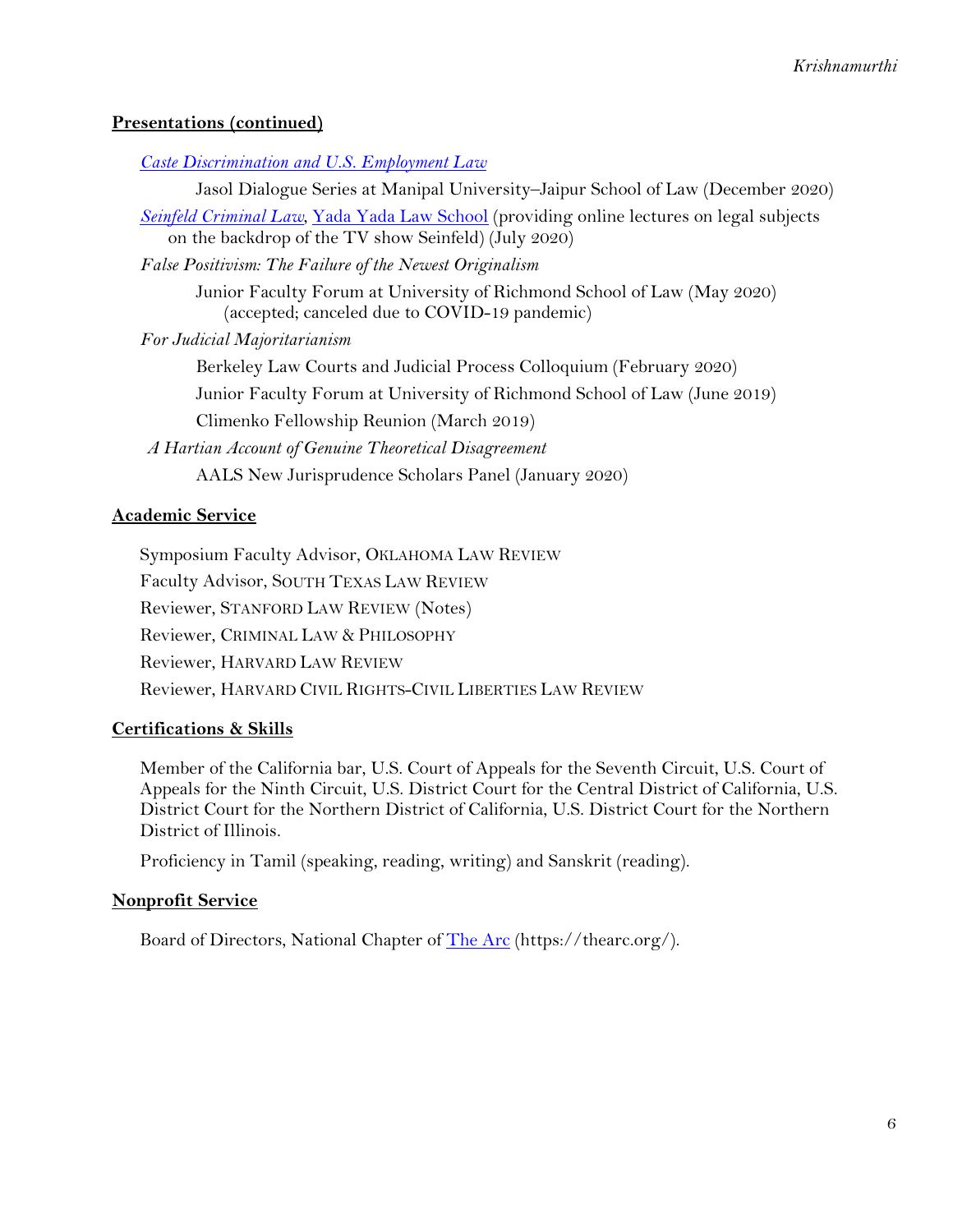## Presentations (continued)

*Caste Discrimination and U.S. Employment Law*

Jasol Dialogue Series at Manipal University–Jaipur School of Law (December 2020)

*Seinfeld Criminal Law*, Yada Yada Law School (providing online lectures on legal subjects on the backdrop of the TV show Seinfeld) (July 2020)

*False Positivism: The Failure of the Newest Originalism*

Junior Faculty Forum at University of Richmond School of Law (May 2020) (accepted; canceled due to COVID-19 pandemic)

*For Judicial Majoritarianism*

Berkeley Law Courts and Judicial Process Colloquium (February 2020)

Junior Faculty Forum at University of Richmond School of Law (June 2019)

Climenko Fellowship Reunion (March 2019)

*A Hartian Account of Genuine Theoretical Disagreement*

AALS New Jurisprudence Scholars Panel (January 2020)

## Academic Service

Symposium Faculty Advisor, OKLAHOMA LAW REVIEW

Faculty Advisor, SOUTH TEXAS LAW REVIEW

Reviewer, STANFORD LAW REVIEW (Notes)

Reviewer, CRIMINAL LAW & PHILOSOPHY

Reviewer, HARVARD LAW REVIEW

Reviewer, HARVARD CIVIL RIGHTS-CIVIL LIBERTIES LAW REVIEW

## Certifications & Skills

Member of the California bar, U.S. Court of Appeals for the Seventh Circuit, U.S. Court of Appeals for the Ninth Circuit, U.S. District Court for the Central District of California, U.S. District Court for the Northern District of California, U.S. District Court for the Northern District of Illinois.

Proficiency in Tamil (speaking, reading, writing) and Sanskrit (reading).

## Nonprofit Service

Board of Directors, National Chapter of The Arc (https://thearc.org/).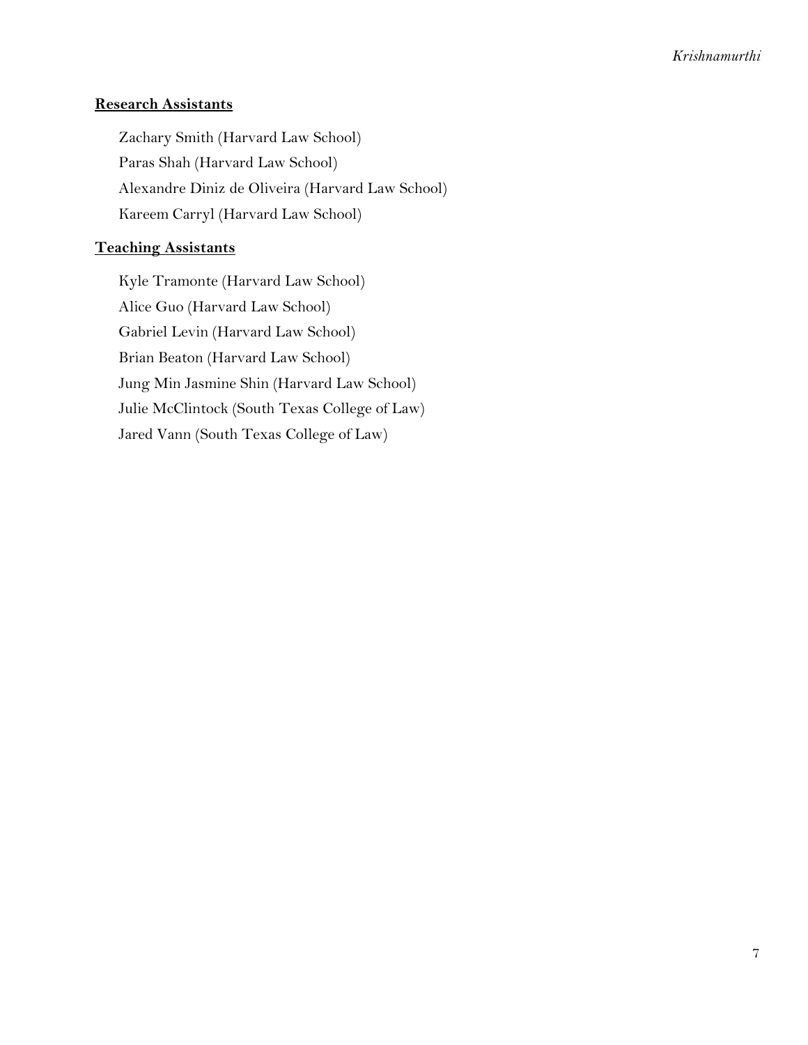## Research Assistants

Zachary Smith (Harvard Law School)
Paras Shah (Harvard Law School)
Alexandre Diniz de Oliveira (Harvard Law School)
Kareem Carryl (Harvard Law School)

## Teaching Assistants

Kyle Tramonte (Harvard Law School)
Alice Guo (Harvard Law School)
Gabriel Levin (Harvard Law School)
Brian Beaton (Harvard Law School)
Jung Min Jasmine Shin (Harvard Law School)
Julie McClintock (South Texas College of Law)
Jared Vann (South Texas College of Law)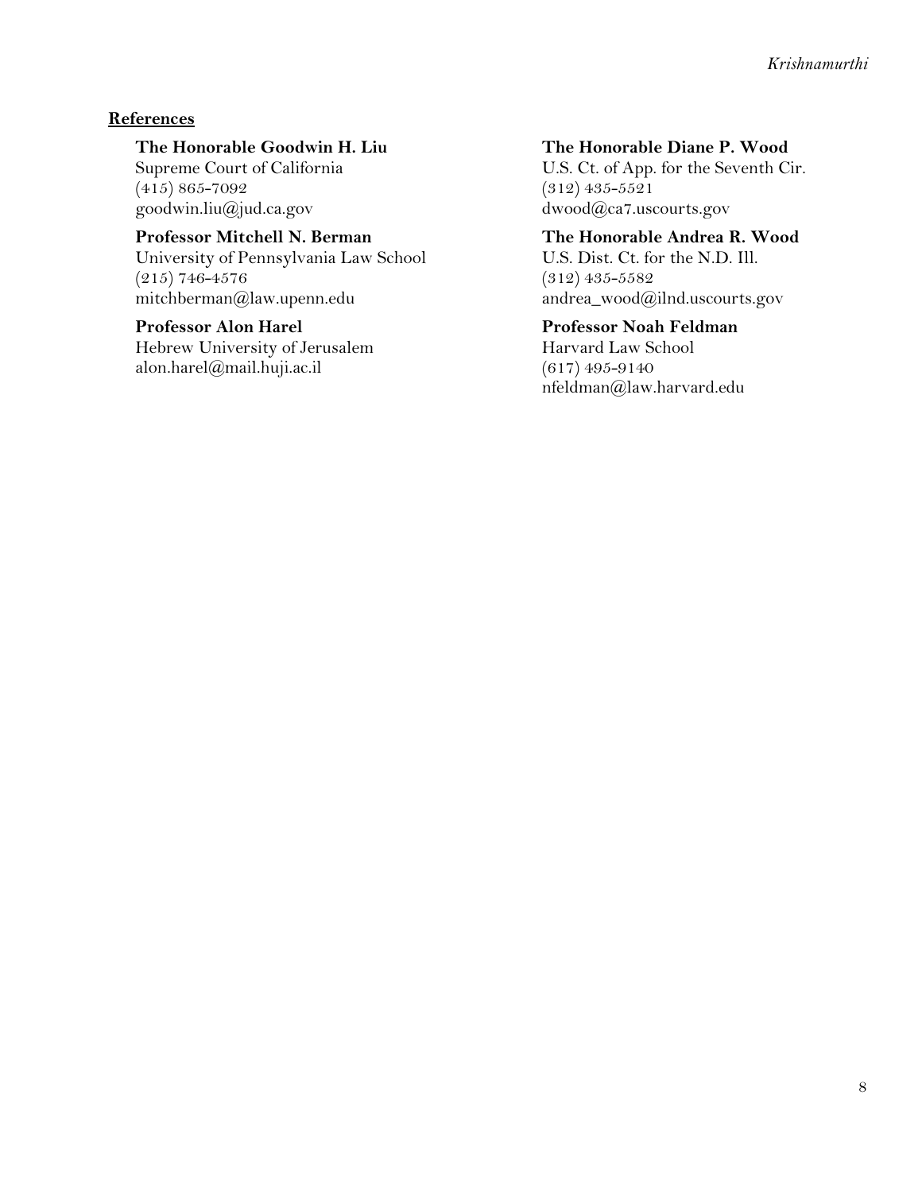**References**

**The Honorable Goodwin H. Liu**
Supreme Court of California
(415) 865-7092
goodwin.liu@jud.ca.gov

**Professor Mitchell N. Berman**
University of Pennsylvania Law School
(215) 746-4576
mitchberman@law.upenn.edu

**Professor Alon Harel**
Hebrew University of Jerusalem
alon.harel@mail.huji.ac.il

**The Honorable Diane P. Wood**
U.S. Ct. of App. for the Seventh Cir.
(312) 435-5521
dwood@ca7.uscourts.gov

**The Honorable Andrea R. Wood**
U.S. Dist. Ct. for the N.D. Ill.
(312) 435-5582
andrea_wood@ilnd.uscourts.gov

**Professor Noah Feldman**
Harvard Law School
(617) 495-9140
nfeldman@law.harvard.edu